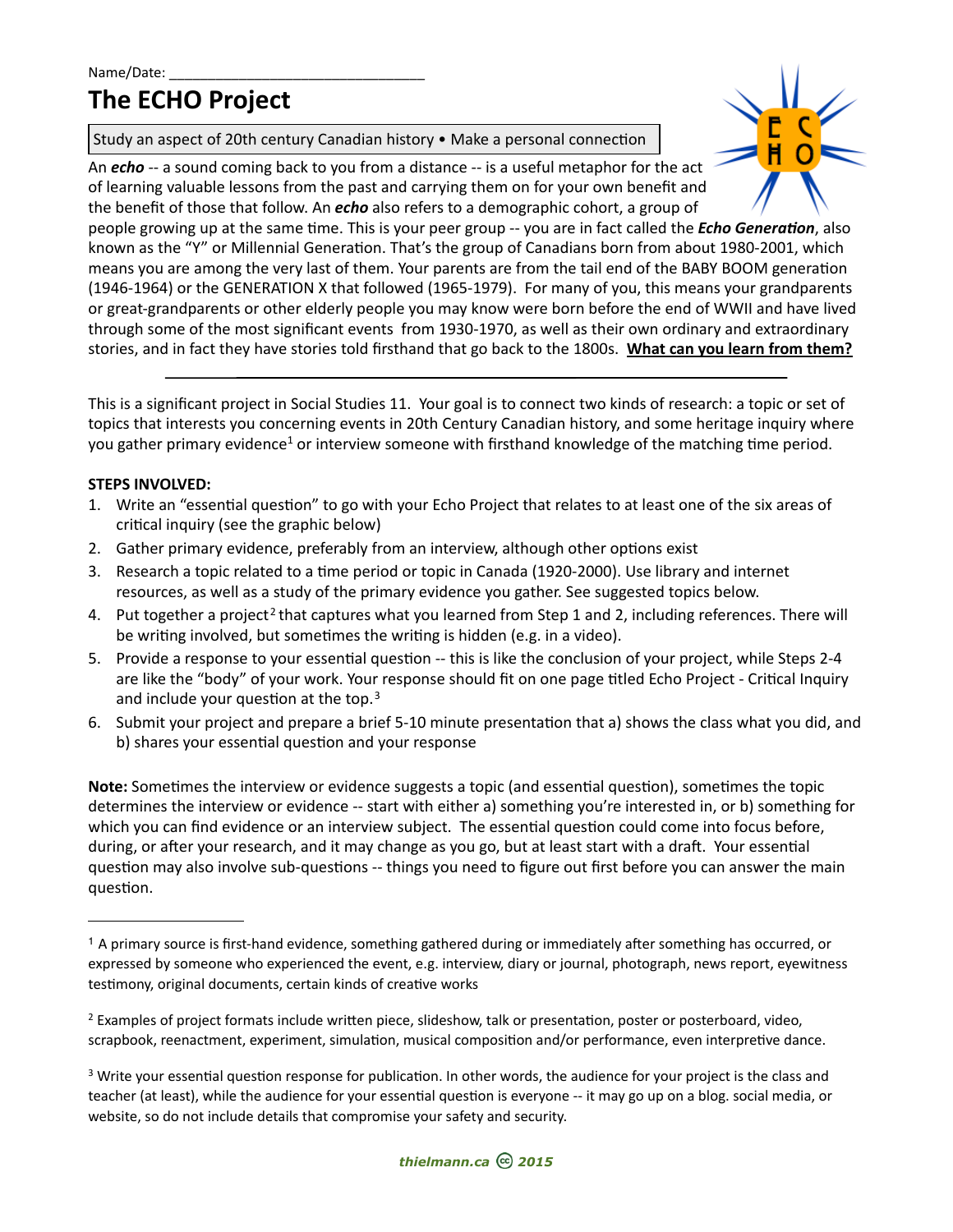Name/Date: ________________________________

# The ECHO Project

Study an aspect of 20th century Canadian history • Make a personal connection

An ***echo*** -- a sound coming back to you from a distance -- is a useful metaphor for the act of learning valuable lessons from the past and carrying them on for your own benefit and the benefit of those that follow. An ***echo*** also refers to a demographic cohort, a group of people growing up at the same time. This is your peer group -- you are in fact called the ***Echo Generation***, also known as the "Y" or Millennial Generation. That's the group of Canadians born from about 1980-2001, which means you are among the very last of them. Your parents are from the tail end of the BABY BOOM generation (1946-1964) or the GENERATION X that followed (1965-1979). For many of you, this means your grandparents or great-grandparents or other elderly people you may know were born before the end of WWII and have lived through some of the most significant events from 1930-1970, as well as their own ordinary and extraordinary stories, and in fact they have stories told firsthand that go back to the 1800s. **What can you learn from them?**

---

This is a significant project in Social Studies 11. Your goal is to connect two kinds of research: a topic or set of topics that interests you concerning events in 20th Century Canadian history, and some heritage inquiry where you gather primary evidence[1] or interview someone with firsthand knowledge of the matching time period.

**STEPS INVOLVED:**

1. Write an "essential question" to go with your Echo Project that relates to at least one of the six areas of critical inquiry (see the graphic below)
2. Gather primary evidence, preferably from an interview, although other options exist
3. Research a topic related to a time period or topic in Canada (1920-2000). Use library and internet resources, as well as a study of the primary evidence you gather. See suggested topics below.
4. Put together a project[2] that captures what you learned from Step 1 and 2, including references. There will be writing involved, but sometimes the writing is hidden (e.g. in a video).
5. Provide a response to your essential question -- this is like the conclusion of your project, while Steps 2-4 are like the "body" of your work. Your response should fit on one page titled Echo Project - Critical Inquiry and include your question at the top.[3]
6. Submit your project and prepare a brief 5-10 minute presentation that a) shows the class what you did, and b) shares your essential question and your response

**Note:** Sometimes the interview or evidence suggests a topic (and essential question), sometimes the topic determines the interview or evidence -- start with either a) something you're interested in, or b) something for which you can find evidence or an interview subject. The essential question could come into focus before, during, or after your research, and it may change as you go, but at least start with a draft. Your essential question may also involve sub-questions -- things you need to figure out first before you can answer the main question.

---

[1] A primary source is first-hand evidence, something gathered during or immediately after something has occurred, or expressed by someone who experienced the event, e.g. interview, diary or journal, photograph, news report, eyewitness testimony, original documents, certain kinds of creative works

[2] Examples of project formats include written piece, slideshow, talk or presentation, poster or posterboard, video, scrapbook, reenactment, experiment, simulation, musical composition and/or performance, even interpretive dance.

[3] Write your essential question response for publication. In other words, the audience for your project is the class and teacher (at least), while the audience for your essential question is everyone -- it may go up on a blog. social media, or website, so do not include details that compromise your safety and security.

*thielmann.ca* © *2015*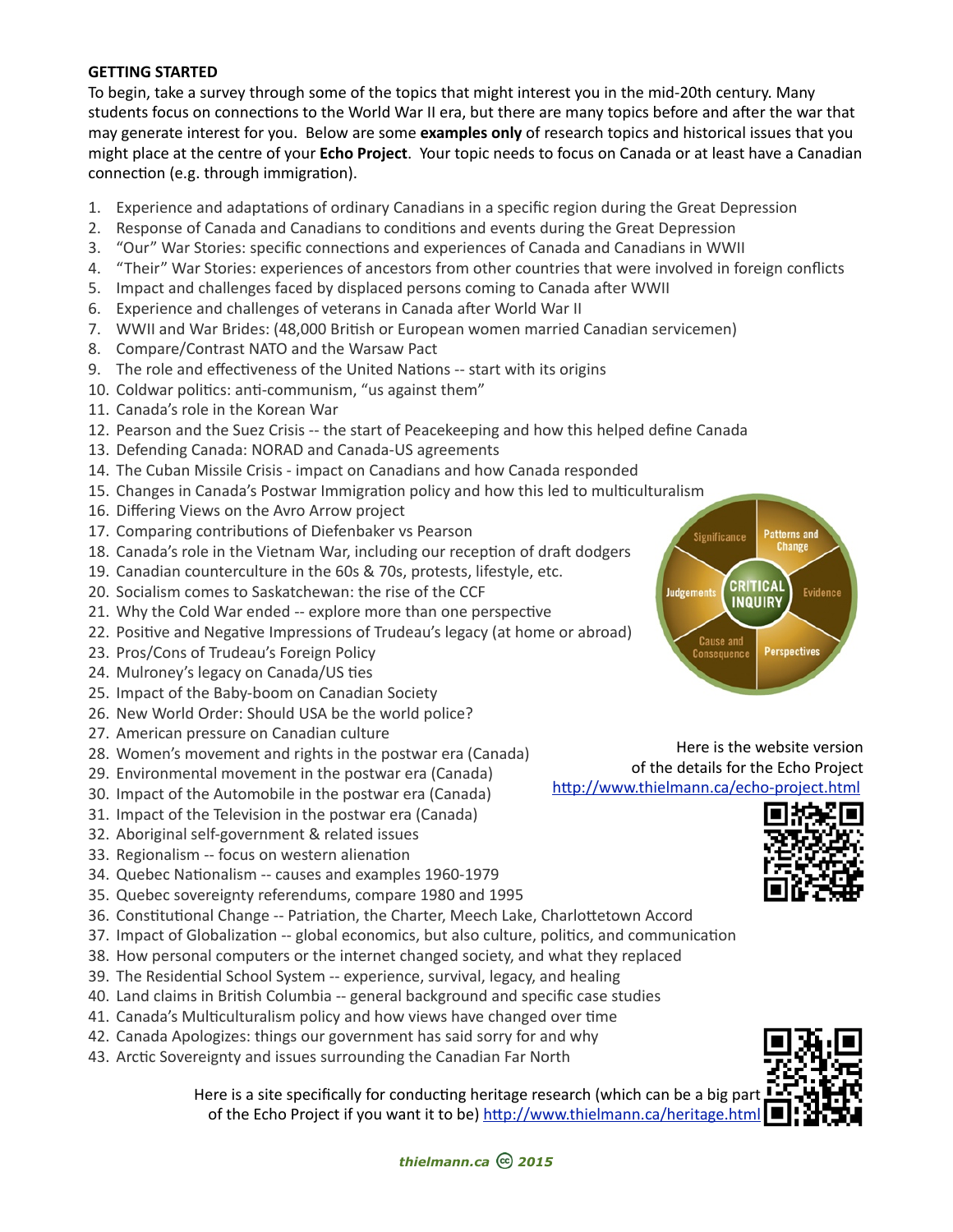**GETTING STARTED**

To begin, take a survey through some of the topics that might interest you in the mid-20th century. Many students focus on connections to the World War II era, but there are many topics before and after the war that may generate interest for you. Below are some **examples only** of research topics and historical issues that you might place at the centre of your **Echo Project**. Your topic needs to focus on Canada or at least have a Canadian connection (e.g. through immigration).

1. Experience and adaptations of ordinary Canadians in a specific region during the Great Depression
2. Response of Canada and Canadians to conditions and events during the Great Depression
3. "Our" War Stories: specific connections and experiences of Canada and Canadians in WWII
4. "Their" War Stories: experiences of ancestors from other countries that were involved in foreign conflicts
5. Impact and challenges faced by displaced persons coming to Canada after WWII
6. Experience and challenges of veterans in Canada after World War II
7. WWII and War Brides: (48,000 British or European women married Canadian servicemen)
8. Compare/Contrast NATO and the Warsaw Pact
9. The role and effectiveness of the United Nations -- start with its origins
10. Coldwar politics: anti-communism, "us against them"
11. Canada's role in the Korean War
12. Pearson and the Suez Crisis -- the start of Peacekeeping and how this helped define Canada
13. Defending Canada: NORAD and Canada-US agreements
14. The Cuban Missile Crisis - impact on Canadians and how Canada responded
15. Changes in Canada's Postwar Immigration policy and how this led to multiculturalism
16. Differing Views on the Avro Arrow project
17. Comparing contributions of Diefenbaker vs Pearson
18. Canada's role in the Vietnam War, including our reception of draft dodgers
19. Canadian counterculture in the 60s & 70s, protests, lifestyle, etc.
20. Socialism comes to Saskatchewan: the rise of the CCF
21. Why the Cold War ended -- explore more than one perspective
22. Positive and Negative Impressions of Trudeau's legacy (at home or abroad)
23. Pros/Cons of Trudeau's Foreign Policy
24. Mulroney's legacy on Canada/US ties
25. Impact of the Baby-boom on Canadian Society
26. New World Order: Should USA be the world police?
27. American pressure on Canadian culture
28. Women's movement and rights in the postwar era (Canada)
29. Environmental movement in the postwar era (Canada)
30. Impact of the Automobile in the postwar era (Canada)
31. Impact of the Television in the postwar era (Canada)
32. Aboriginal self-government & related issues
33. Regionalism -- focus on western alienation
34. Quebec Nationalism -- causes and examples 1960-1979
35. Quebec sovereignty referendums, compare 1980 and 1995
36. Constitutional Change -- Patriation, the Charter, Meech Lake, Charlottetown Accord
37. Impact of Globalization -- global economics, but also culture, politics, and communication
38. How personal computers or the internet changed society, and what they replaced
39. The Residential School System -- experience, survival, legacy, and healing
40. Land claims in British Columbia -- general background and specific case studies
41. Canada's Multiculturalism policy and how views have changed over time
42. Canada Apologizes: things our government has said sorry for and why
43. Arctic Sovereignty and issues surrounding the Canadian Far North

Significance | Patterns and Change | Evidence | Perspectives | Cause and Consequence | Judgements — CRITICAL INQUIRY

Here is the website version of the details for the Echo Project http://www.thielmann.ca/echo-project.html

Here is a site specifically for conducting heritage research (which can be a big part of the Echo Project if you want it to be) http://www.thielmann.ca/heritage.html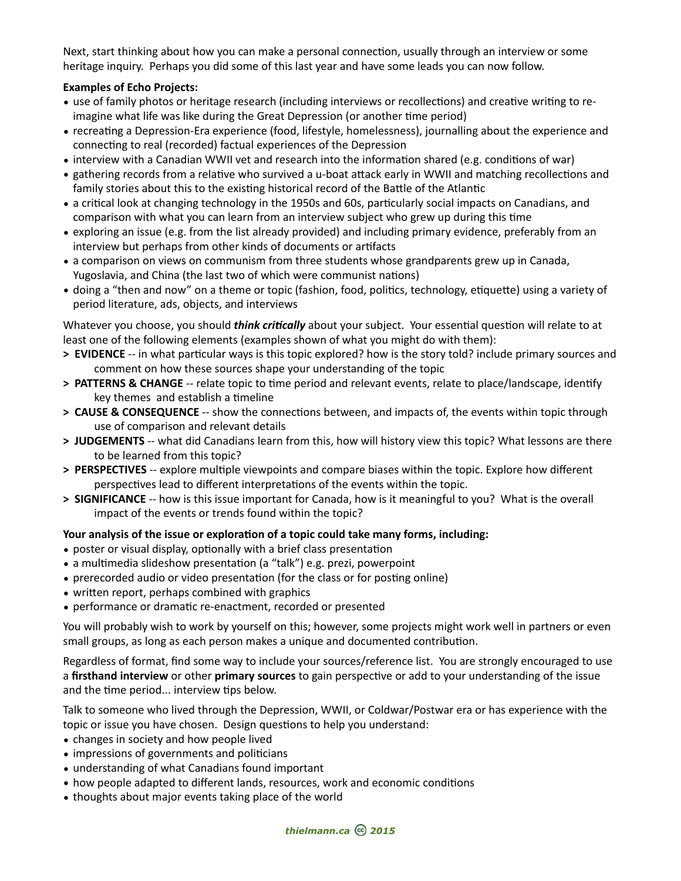Next, start thinking about how you can make a personal connection, usually through an interview or some heritage inquiry. Perhaps you did some of this last year and have some leads you can now follow.

**Examples of Echo Projects:**

- use of family photos or heritage research (including interviews or recollections) and creative writing to re-imagine what life was like during the Great Depression (or another time period)
- recreating a Depression-Era experience (food, lifestyle, homelessness), journalling about the experience and connecting to real (recorded) factual experiences of the Depression
- interview with a Canadian WWII vet and research into the information shared (e.g. conditions of war)
- gathering records from a relative who survived a u-boat attack early in WWII and matching recollections and family stories about this to the existing historical record of the Battle of the Atlantic
- a critical look at changing technology in the 1950s and 60s, particularly social impacts on Canadians, and comparison with what you can learn from an interview subject who grew up during this time
- exploring an issue (e.g. from the list already provided) and including primary evidence, preferably from an interview but perhaps from other kinds of documents or artifacts
- a comparison on views on communism from three students whose grandparents grew up in Canada, Yugoslavia, and China (the last two of which were communist nations)
- doing a "then and now" on a theme or topic (fashion, food, politics, technology, etiquette) using a variety of period literature, ads, objects, and interviews

Whatever you choose, you should ***think critically*** about your subject. Your essential question will relate to at least one of the following elements (examples shown of what you might do with them):

> **EVIDENCE** -- in what particular ways is this topic explored? how is the story told? include primary sources and comment on how these sources shape your understanding of the topic

> **PATTERNS & CHANGE** -- relate topic to time period and relevant events, relate to place/landscape, identify key themes and establish a timeline

> **CAUSE & CONSEQUENCE** -- show the connections between, and impacts of, the events within topic through use of comparison and relevant details

> **JUDGEMENTS** -- what did Canadians learn from this, how will history view this topic? What lessons are there to be learned from this topic?

> **PERSPECTIVES** -- explore multiple viewpoints and compare biases within the topic. Explore how different perspectives lead to different interpretations of the events within the topic.

> **SIGNIFICANCE** -- how is this issue important for Canada, how is it meaningful to you? What is the overall impact of the events or trends found within the topic?

**Your analysis of the issue or exploration of a topic could take many forms, including:**

- poster or visual display, optionally with a brief class presentation
- a multimedia slideshow presentation (a "talk") e.g. prezi, powerpoint
- prerecorded audio or video presentation (for the class or for posting online)
- written report, perhaps combined with graphics
- performance or dramatic re-enactment, recorded or presented

You will probably wish to work by yourself on this; however, some projects might work well in partners or even small groups, as long as each person makes a unique and documented contribution.

Regardless of format, find some way to include your sources/reference list. You are strongly encouraged to use a **firsthand interview** or other **primary sources** to gain perspective or add to your understanding of the issue and the time period... interview tips below.

Talk to someone who lived through the Depression, WWII, or Coldwar/Postwar era or has experience with the topic or issue you have chosen. Design questions to help you understand:

- changes in society and how people lived
- impressions of governments and politicians
- understanding of what Canadians found important
- how people adapted to different lands, resources, work and economic conditions
- thoughts about major events taking place of the world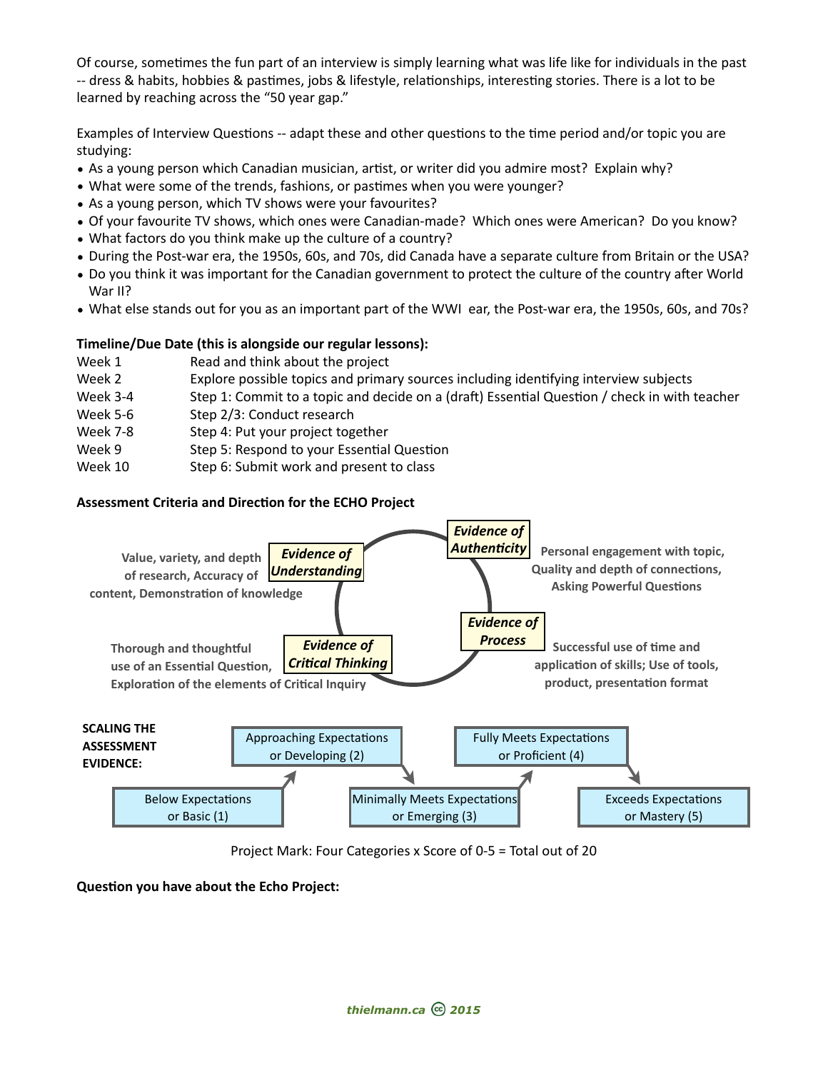Of course, sometimes the fun part of an interview is simply learning what was life like for individuals in the past -- dress & habits, hobbies & pastimes, jobs & lifestyle, relationships, interesting stories. There is a lot to be learned by reaching across the "50 year gap."

Examples of Interview Questions -- adapt these and other questions to the time period and/or topic you are studying:

- As a young person which Canadian musician, artist, or writer did you admire most? Explain why?
- What were some of the trends, fashions, or pastimes when you were younger?
- As a young person, which TV shows were your favourites?
- Of your favourite TV shows, which ones were Canadian-made? Which ones were American? Do you know?
- What factors do you think make up the culture of a country?
- During the Post-war era, the 1950s, 60s, and 70s, did Canada have a separate culture from Britain or the USA?
- Do you think it was important for the Canadian government to protect the culture of the country after World War II?
- What else stands out for you as an important part of the WWI ear, the Post-war era, the 1950s, 60s, and 70s?

**Timeline/Due Date (this is alongside our regular lessons):**

| | |
|---|---|
| Week 1 | Read and think about the project |
| Week 2 | Explore possible topics and primary sources including identifying interview subjects |
| Week 3-4 | Step 1: Commit to a topic and decide on a (draft) Essential Question / check in with teacher |
| Week 5-6 | Step 2/3: Conduct research |
| Week 7-8 | Step 4: Put your project together |
| Week 9 | Step 5: Respond to your Essential Question |
| Week 10 | Step 6: Submit work and present to class |

**Assessment Criteria and Direction for the ECHO Project**

***Evidence of Understanding*** — Value, variety, and depth of research, Accuracy of content, Demonstration of knowledge

***Evidence of Authenticity*** — Personal engagement with topic, Quality and depth of connections, Asking Powerful Questions

***Evidence of Process*** — Successful use of time and application of skills; Use of tools, product, presentation format

***Evidence of Critical Thinking*** — Thorough and thoughtful use of an Essential Question, Exploration of the elements of Critical Inquiry

**SCALING THE ASSESSMENT EVIDENCE:**

Below Expectations or Basic (1) → Approaching Expectations or Developing (2) → Minimally Meets Expectations or Emerging (3) → Fully Meets Expectations or Proficient (4) → Exceeds Expectations or Mastery (5)

Project Mark: Four Categories x Score of 0-5 = Total out of 20

**Question you have about the Echo Project:**